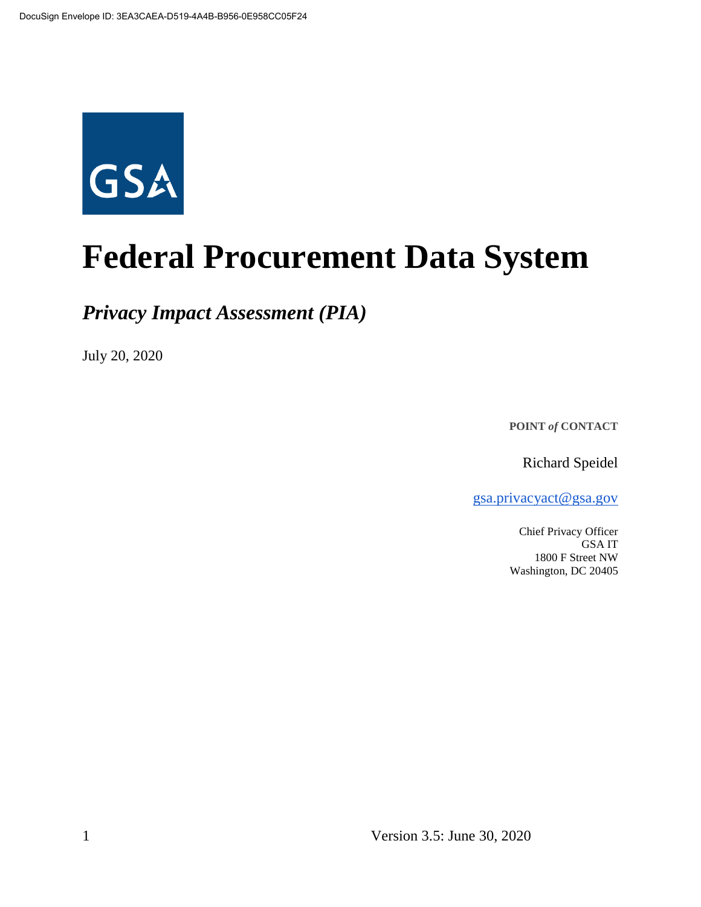DocuSign Envelope ID: 3EA3CAEA-D519-4A4B-B956-0E958CC05F24

GSA

# Federal Procurement Data System

## *Privacy Impact Assessment (PIA)*

July 20, 2020

**POINT *of* CONTACT**

Richard Speidel

gsa.privacyact@gsa.gov

Chief Privacy Officer
GSA IT
1800 F Street NW
Washington, DC 20405

Version 3.5: June 30, 2020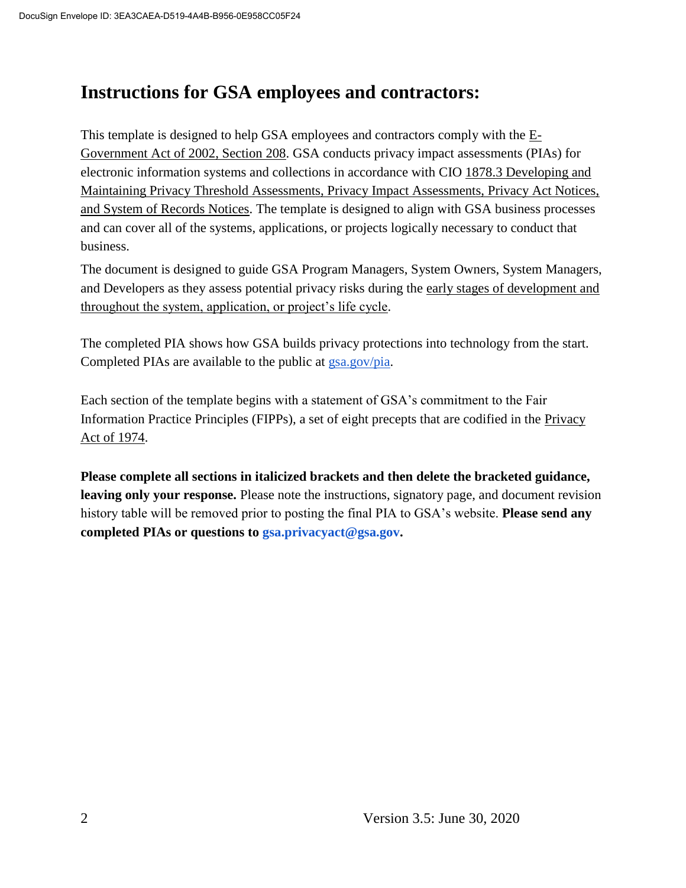# Instructions for GSA employees and contractors:

This template is designed to help GSA employees and contractors comply with the E-Government Act of 2002, Section 208. GSA conducts privacy impact assessments (PIAs) for electronic information systems and collections in accordance with CIO 1878.3 Developing and Maintaining Privacy Threshold Assessments, Privacy Impact Assessments, Privacy Act Notices, and System of Records Notices. The template is designed to align with GSA business processes and can cover all of the systems, applications, or projects logically necessary to conduct that business.

The document is designed to guide GSA Program Managers, System Owners, System Managers, and Developers as they assess potential privacy risks during the early stages of development and throughout the system, application, or project's life cycle.

The completed PIA shows how GSA builds privacy protections into technology from the start. Completed PIAs are available to the public at gsa.gov/pia.

Each section of the template begins with a statement of GSA's commitment to the Fair Information Practice Principles (FIPPs), a set of eight precepts that are codified in the Privacy Act of 1974.

**Please complete all sections in italicized brackets and then delete the bracketed guidance, leaving only your response.** Please note the instructions, signatory page, and document revision history table will be removed prior to posting the final PIA to GSA's website. **Please send any completed PIAs or questions to gsa.privacyact@gsa.gov.**

Version 3.5: June 30, 2020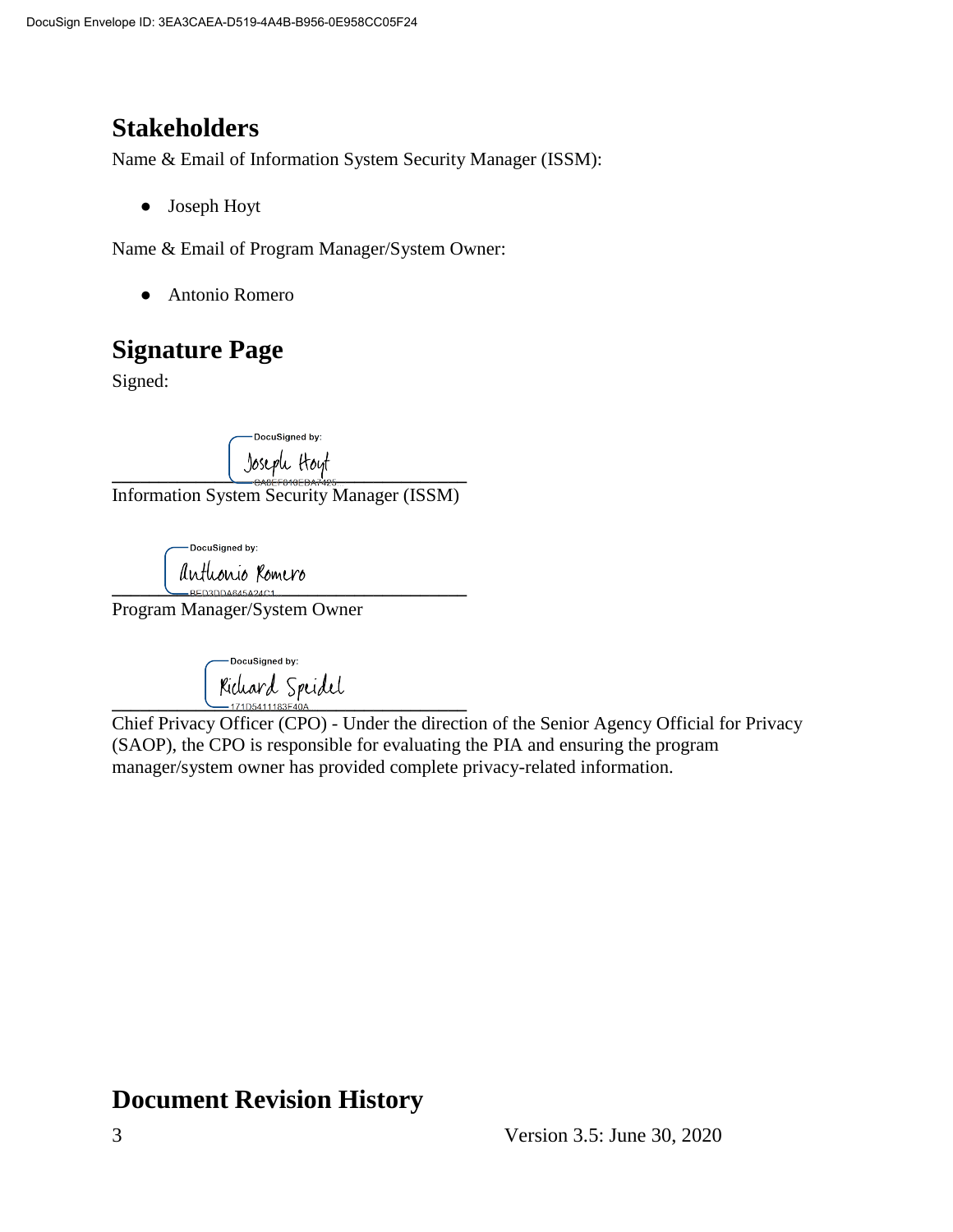## Stakeholders

Name & Email of Information System Security Manager (ISSM):

- Joseph Hoyt

Name & Email of Program Manager/System Owner:

- Antonio Romero

## Signature Page

Signed:

DocuSigned by:
Joseph Hoyt
CA8EF010EBA7425

_______________________________________
Information System Security Manager (ISSM)

DocuSigned by:
Anthonio Romero
BED3DDA645A24C1...

_______________________________________
Program Manager/System Owner

DocuSigned by:
Richard Speidel
171D5411183F40A...

_______________________________________
Chief Privacy Officer (CPO) - Under the direction of the Senior Agency Official for Privacy (SAOP), the CPO is responsible for evaluating the PIA and ensuring the program manager/system owner has provided complete privacy-related information.

## Document Revision History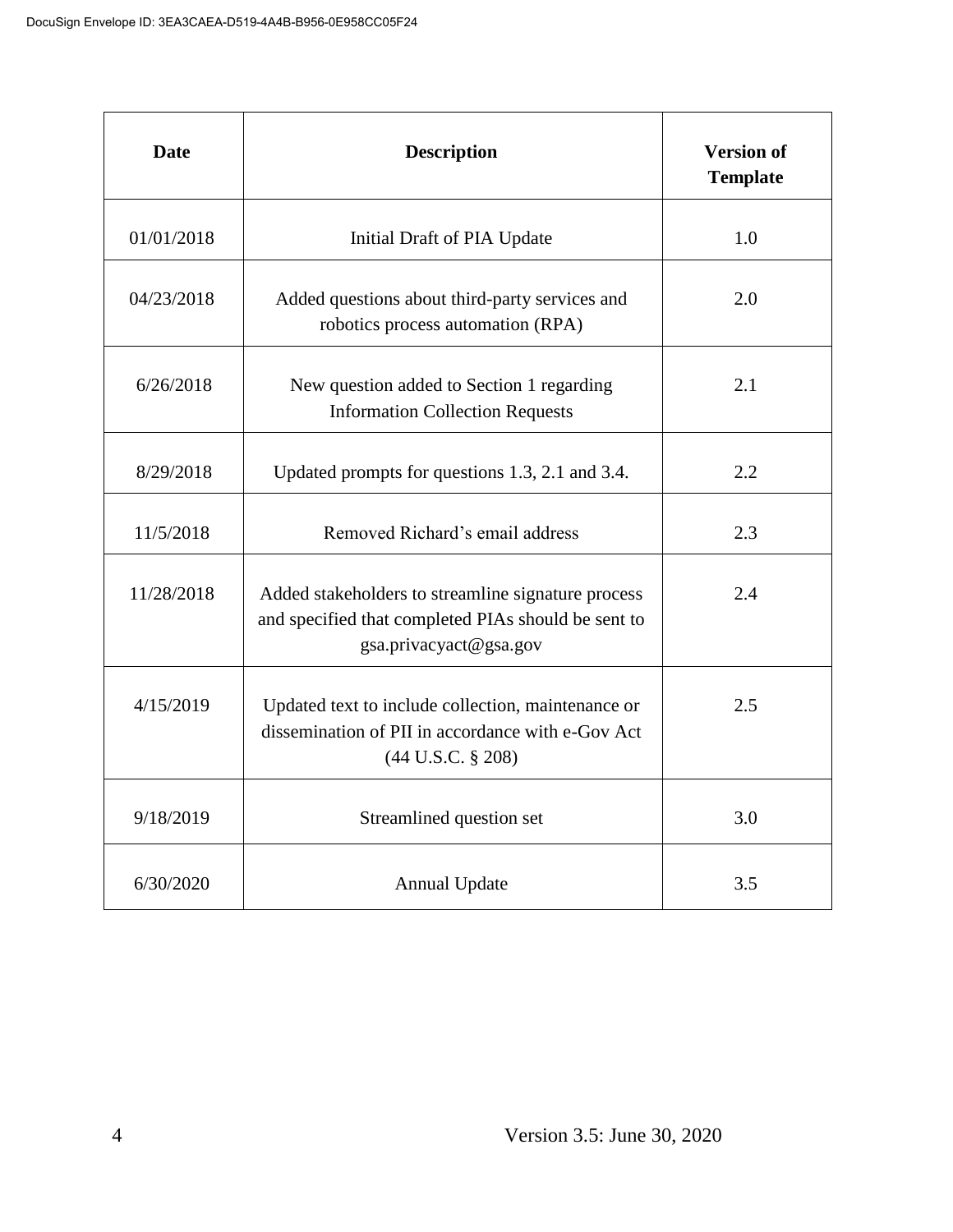| Date | Description | Version of Template |
|---|---|---|
| 01/01/2018 | Initial Draft of PIA Update | 1.0 |
| 04/23/2018 | Added questions about third-party services and robotics process automation (RPA) | 2.0 |
| 6/26/2018 | New question added to Section 1 regarding Information Collection Requests | 2.1 |
| 8/29/2018 | Updated prompts for questions 1.3, 2.1 and 3.4. | 2.2 |
| 11/5/2018 | Removed Richard's email address | 2.3 |
| 11/28/2018 | Added stakeholders to streamline signature process and specified that completed PIAs should be sent to gsa.privacyact@gsa.gov | 2.4 |
| 4/15/2019 | Updated text to include collection, maintenance or dissemination of PII in accordance with e-Gov Act (44 U.S.C. § 208) | 2.5 |
| 9/18/2019 | Streamlined question set | 3.0 |
| 6/30/2020 | Annual Update | 3.5 |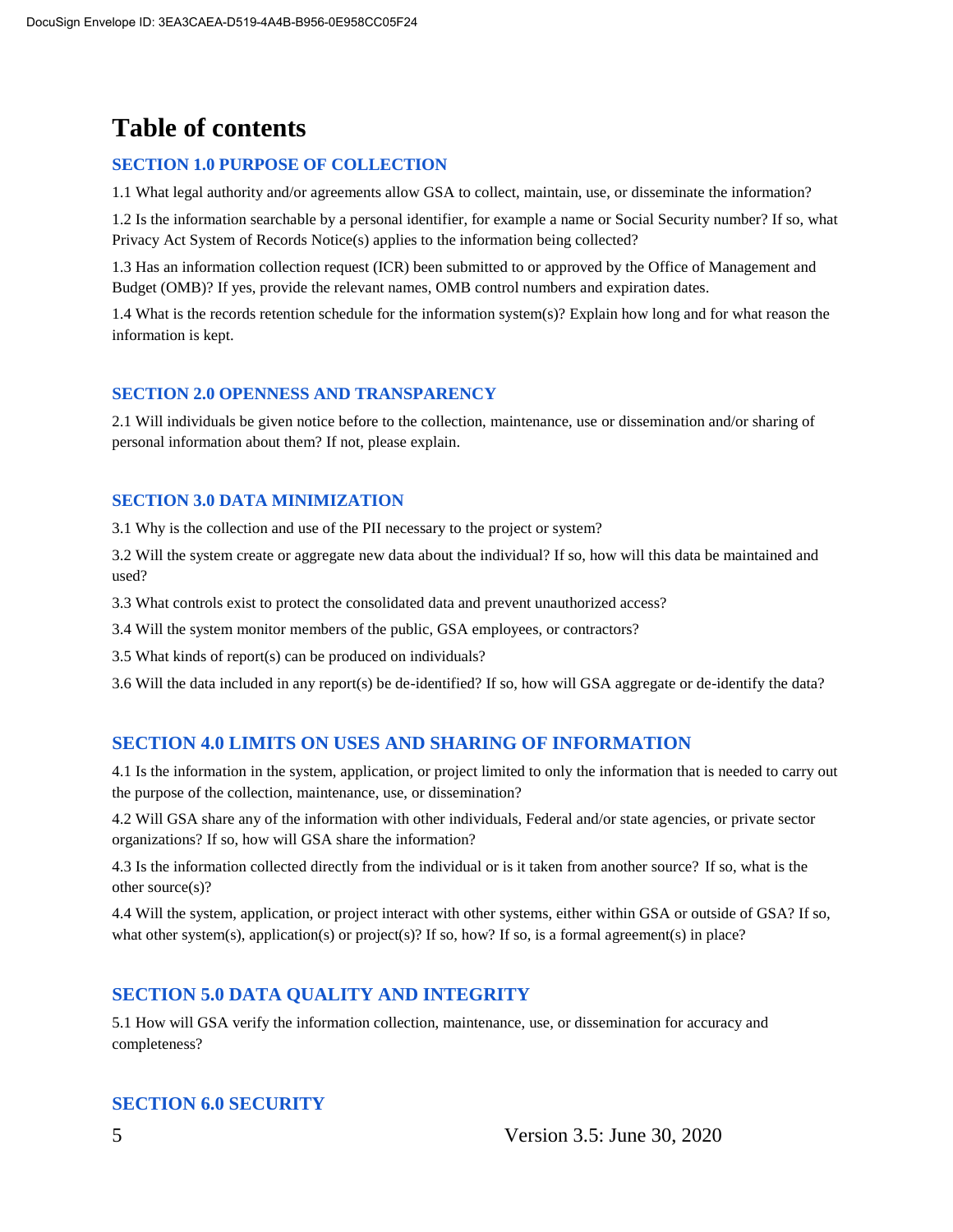# Table of contents

### SECTION 1.0 PURPOSE OF COLLECTION

1.1 What legal authority and/or agreements allow GSA to collect, maintain, use, or disseminate the information?

1.2 Is the information searchable by a personal identifier, for example a name or Social Security number? If so, what Privacy Act System of Records Notice(s) applies to the information being collected?

1.3 Has an information collection request (ICR) been submitted to or approved by the Office of Management and Budget (OMB)? If yes, provide the relevant names, OMB control numbers and expiration dates.

1.4 What is the records retention schedule for the information system(s)? Explain how long and for what reason the information is kept.

### SECTION 2.0 OPENNESS AND TRANSPARENCY

2.1 Will individuals be given notice before to the collection, maintenance, use or dissemination and/or sharing of personal information about them? If not, please explain.

### SECTION 3.0 DATA MINIMIZATION

3.1 Why is the collection and use of the PII necessary to the project or system?

3.2 Will the system create or aggregate new data about the individual? If so, how will this data be maintained and used?

3.3 What controls exist to protect the consolidated data and prevent unauthorized access?

3.4 Will the system monitor members of the public, GSA employees, or contractors?

3.5 What kinds of report(s) can be produced on individuals?

3.6 Will the data included in any report(s) be de-identified? If so, how will GSA aggregate or de-identify the data?

### SECTION 4.0 LIMITS ON USES AND SHARING OF INFORMATION

4.1 Is the information in the system, application, or project limited to only the information that is needed to carry out the purpose of the collection, maintenance, use, or dissemination?

4.2 Will GSA share any of the information with other individuals, Federal and/or state agencies, or private sector organizations? If so, how will GSA share the information?

4.3 Is the information collected directly from the individual or is it taken from another source? If so, what is the other source(s)?

4.4 Will the system, application, or project interact with other systems, either within GSA or outside of GSA? If so, what other system(s), application(s) or project(s)? If so, how? If so, is a formal agreement(s) in place?

### SECTION 5.0 DATA QUALITY AND INTEGRITY

5.1 How will GSA verify the information collection, maintenance, use, or dissemination for accuracy and completeness?

### SECTION 6.0 SECURITY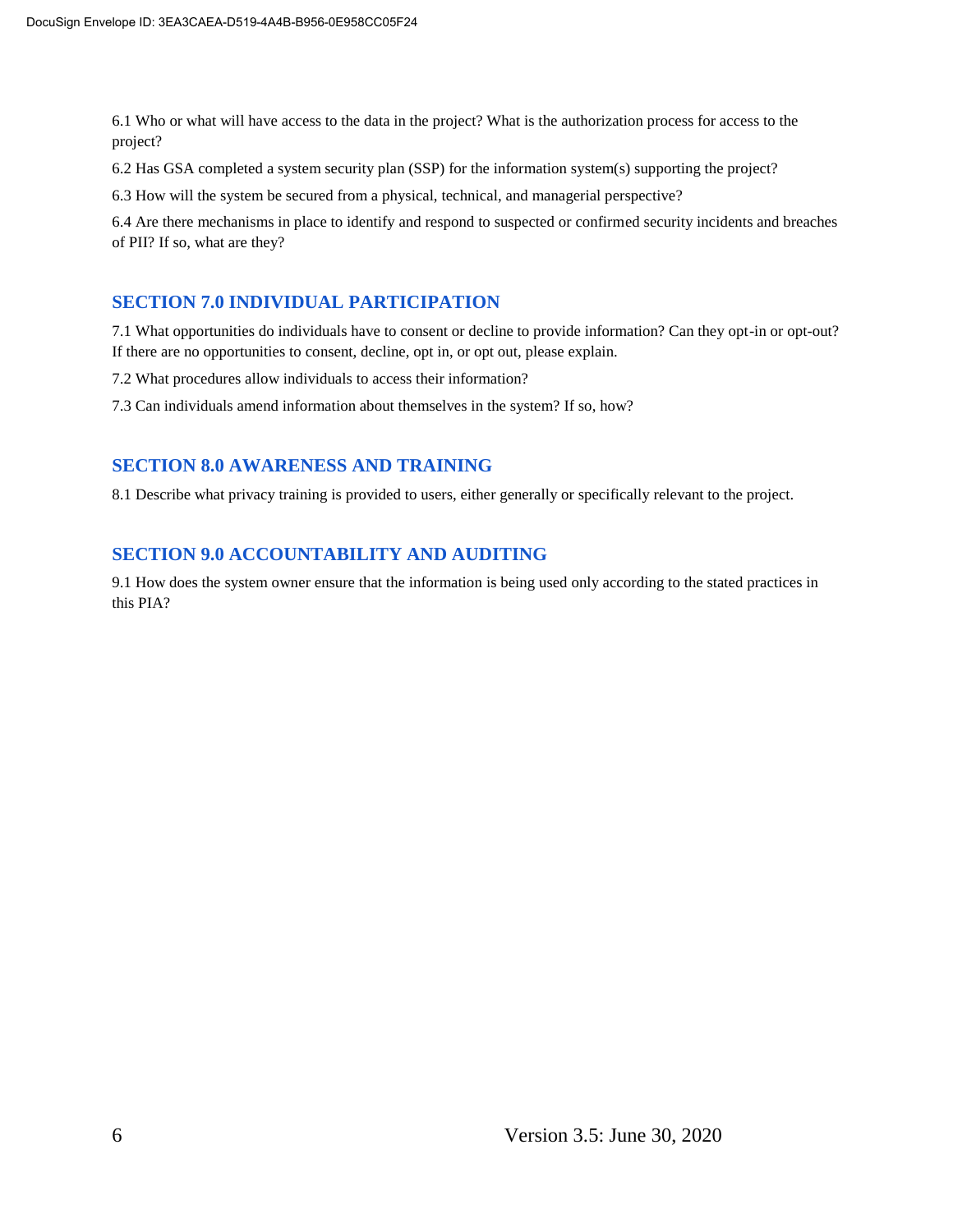6.1 Who or what will have access to the data in the project? What is the authorization process for access to the project?

6.2 Has GSA completed a system security plan (SSP) for the information system(s) supporting the project?

6.3 How will the system be secured from a physical, technical, and managerial perspective?

6.4 Are there mechanisms in place to identify and respond to suspected or confirmed security incidents and breaches of PII? If so, what are they?

## SECTION 7.0 INDIVIDUAL PARTICIPATION

7.1 What opportunities do individuals have to consent or decline to provide information? Can they opt-in or opt-out? If there are no opportunities to consent, decline, opt in, or opt out, please explain.

7.2 What procedures allow individuals to access their information?

7.3 Can individuals amend information about themselves in the system? If so, how?

## SECTION 8.0 AWARENESS AND TRAINING

8.1 Describe what privacy training is provided to users, either generally or specifically relevant to the project.

## SECTION 9.0 ACCOUNTABILITY AND AUDITING

9.1 How does the system owner ensure that the information is being used only according to the stated practices in this PIA?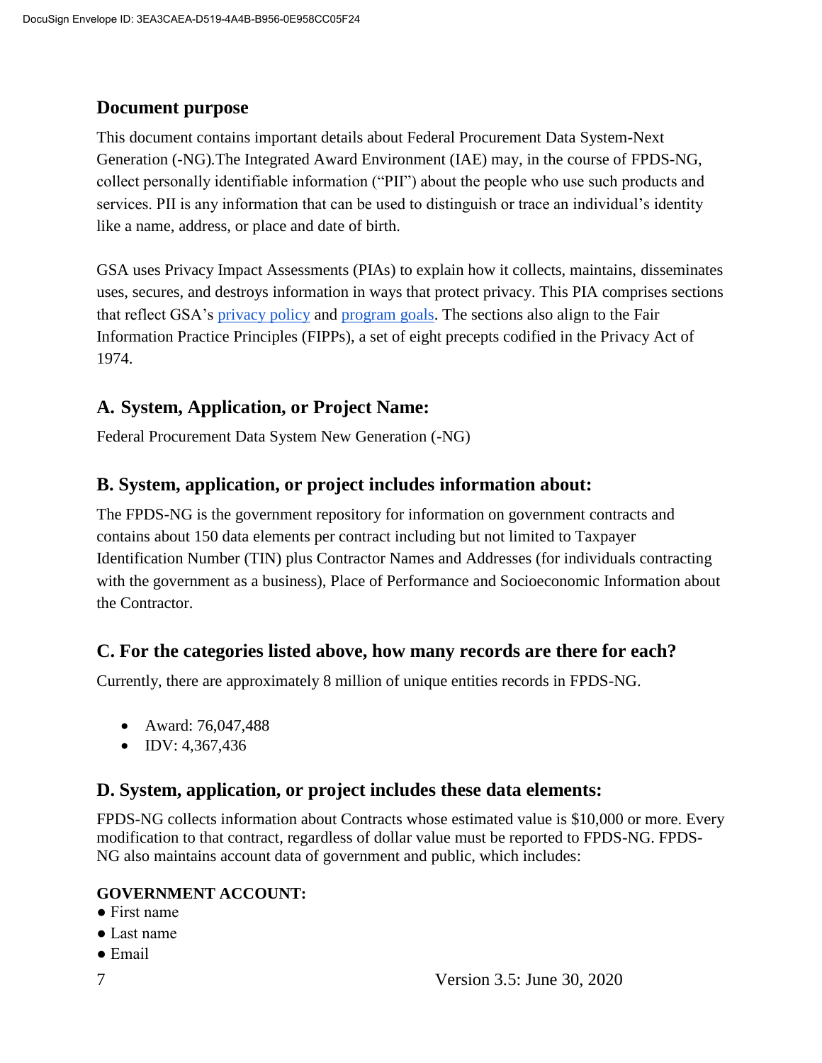## Document purpose

This document contains important details about Federal Procurement Data System-Next Generation (-NG).The Integrated Award Environment (IAE) may, in the course of FPDS-NG, collect personally identifiable information ("PII") about the people who use such products and services. PII is any information that can be used to distinguish or trace an individual's identity like a name, address, or place and date of birth.

GSA uses Privacy Impact Assessments (PIAs) to explain how it collects, maintains, disseminates uses, secures, and destroys information in ways that protect privacy. This PIA comprises sections that reflect GSA's [privacy policy] and [program goals]. The sections also align to the Fair Information Practice Principles (FIPPs), a set of eight precepts codified in the Privacy Act of 1974.

## A. System, Application, or Project Name:

Federal Procurement Data System New Generation (-NG)

## B. System, application, or project includes information about:

The FPDS-NG is the government repository for information on government contracts and contains about 150 data elements per contract including but not limited to Taxpayer Identification Number (TIN) plus Contractor Names and Addresses (for individuals contracting with the government as a business), Place of Performance and Socioeconomic Information about the Contractor.

## C. For the categories listed above, how many records are there for each?

Currently, there are approximately 8 million of unique entities records in FPDS-NG.

- Award: 76,047,488
- IDV: 4,367,436

## D. System, application, or project includes these data elements:

FPDS-NG collects information about Contracts whose estimated value is $10,000 or more. Every modification to that contract, regardless of dollar value must be reported to FPDS-NG. FPDS-NG also maintains account data of government and public, which includes:

**GOVERNMENT ACCOUNT:**

- First name
- Last name
- Email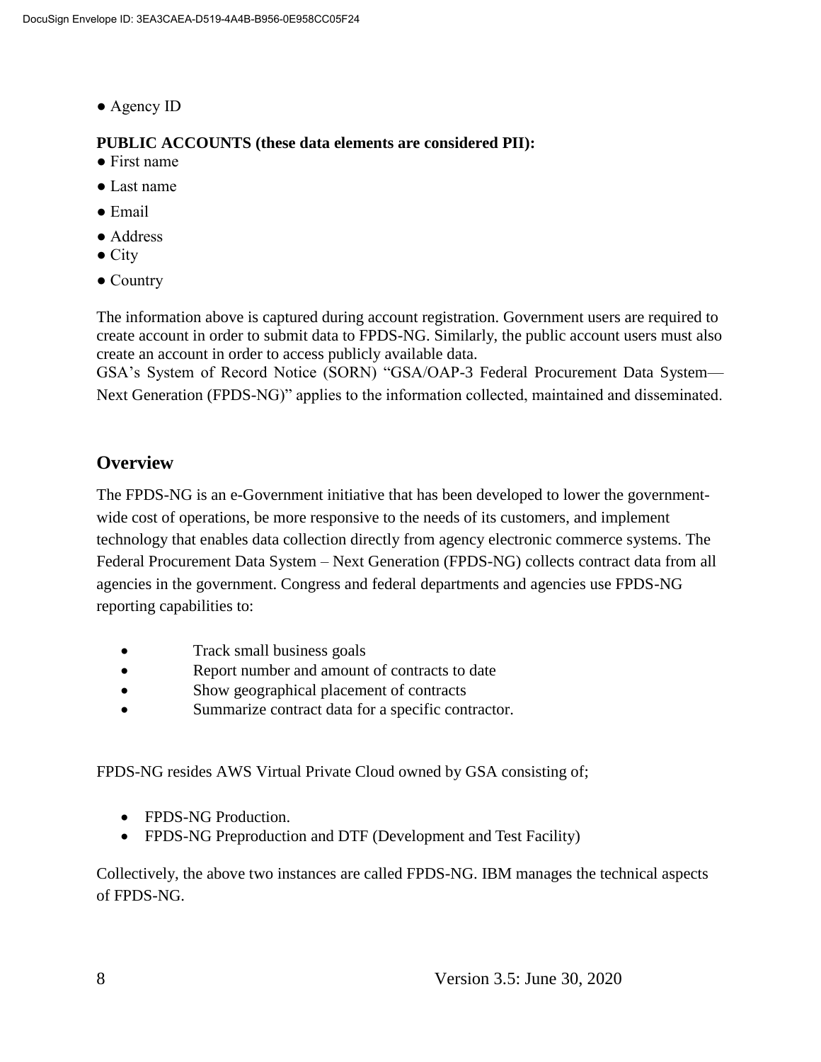- Agency ID

**PUBLIC ACCOUNTS (these data elements are considered PII):**

- First name
- Last name
- Email
- Address
- City
- Country

The information above is captured during account registration. Government users are required to create account in order to submit data to FPDS-NG. Similarly, the public account users must also create an account in order to access publicly available data.

GSA's System of Record Notice (SORN) "GSA/OAP-3 Federal Procurement Data System—Next Generation (FPDS-NG)" applies to the information collected, maintained and disseminated.

## Overview

The FPDS-NG is an e-Government initiative that has been developed to lower the government-wide cost of operations, be more responsive to the needs of its customers, and implement technology that enables data collection directly from agency electronic commerce systems. The Federal Procurement Data System – Next Generation (FPDS-NG) collects contract data from all agencies in the government. Congress and federal departments and agencies use FPDS-NG reporting capabilities to:

- Track small business goals
- Report number and amount of contracts to date
- Show geographical placement of contracts
- Summarize contract data for a specific contractor.

FPDS-NG resides AWS Virtual Private Cloud owned by GSA consisting of;

- FPDS-NG Production.
- FPDS-NG Preproduction and DTF (Development and Test Facility)

Collectively, the above two instances are called FPDS-NG. IBM manages the technical aspects of FPDS-NG.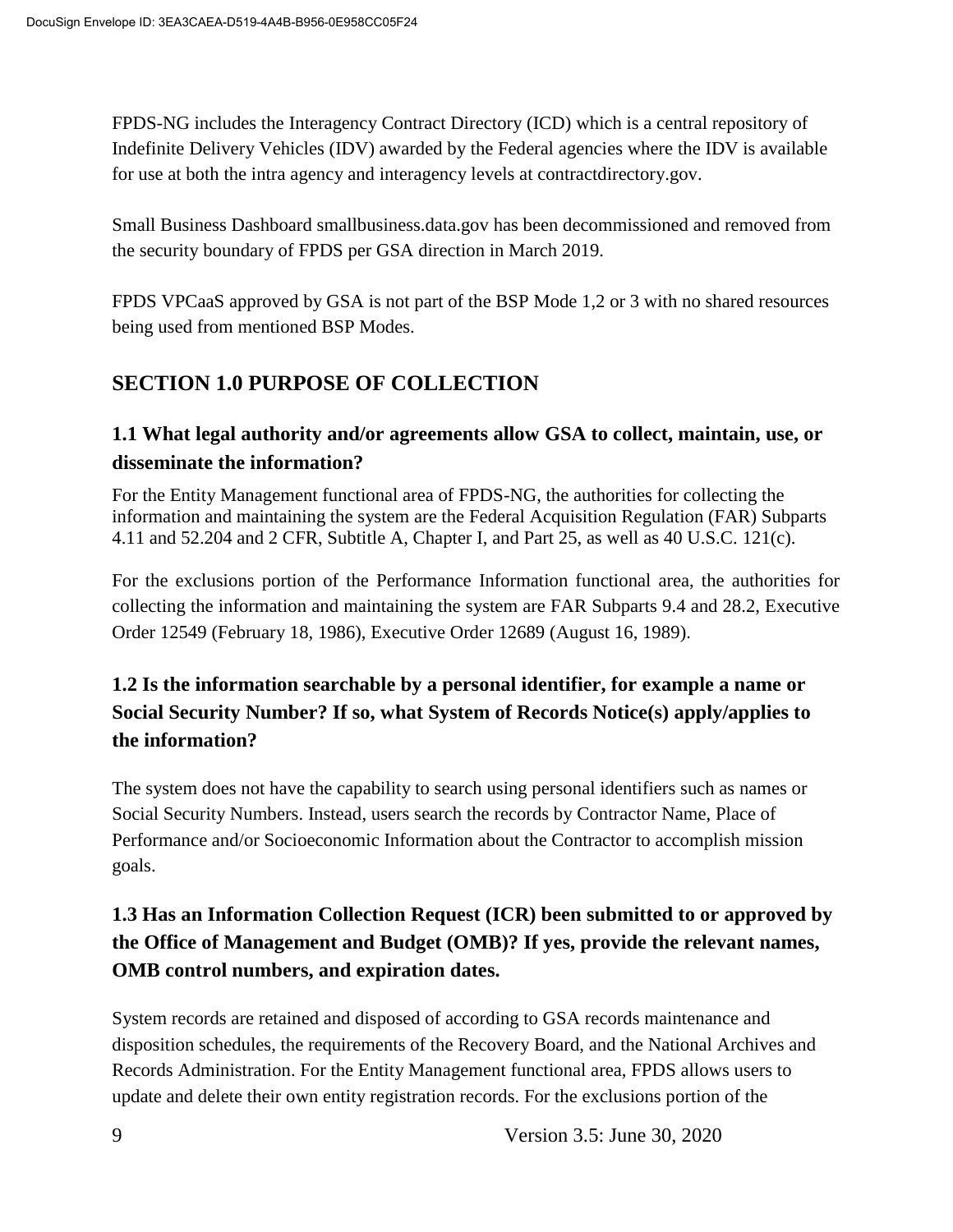FPDS-NG includes the Interagency Contract Directory (ICD) which is a central repository of Indefinite Delivery Vehicles (IDV) awarded by the Federal agencies where the IDV is available for use at both the intra agency and interagency levels at contractdirectory.gov.

Small Business Dashboard smallbusiness.data.gov has been decommissioned and removed from the security boundary of FPDS per GSA direction in March 2019.

FPDS VPCaaS approved by GSA is not part of the BSP Mode 1,2 or 3 with no shared resources being used from mentioned BSP Modes.

## SECTION 1.0 PURPOSE OF COLLECTION

### 1.1 What legal authority and/or agreements allow GSA to collect, maintain, use, or disseminate the information?

For the Entity Management functional area of FPDS-NG, the authorities for collecting the information and maintaining the system are the Federal Acquisition Regulation (FAR) Subparts 4.11 and 52.204 and 2 CFR, Subtitle A, Chapter I, and Part 25, as well as 40 U.S.C. 121(c).

For the exclusions portion of the Performance Information functional area, the authorities for collecting the information and maintaining the system are FAR Subparts 9.4 and 28.2, Executive Order 12549 (February 18, 1986), Executive Order 12689 (August 16, 1989).

### 1.2 Is the information searchable by a personal identifier, for example a name or Social Security Number? If so, what System of Records Notice(s) apply/applies to the information?

The system does not have the capability to search using personal identifiers such as names or Social Security Numbers. Instead, users search the records by Contractor Name, Place of Performance and/or Socioeconomic Information about the Contractor to accomplish mission goals.

### 1.3 Has an Information Collection Request (ICR) been submitted to or approved by the Office of Management and Budget (OMB)? If yes, provide the relevant names, OMB control numbers, and expiration dates.

System records are retained and disposed of according to GSA records maintenance and disposition schedules, the requirements of the Recovery Board, and the National Archives and Records Administration. For the Entity Management functional area, FPDS allows users to update and delete their own entity registration records. For the exclusions portion of the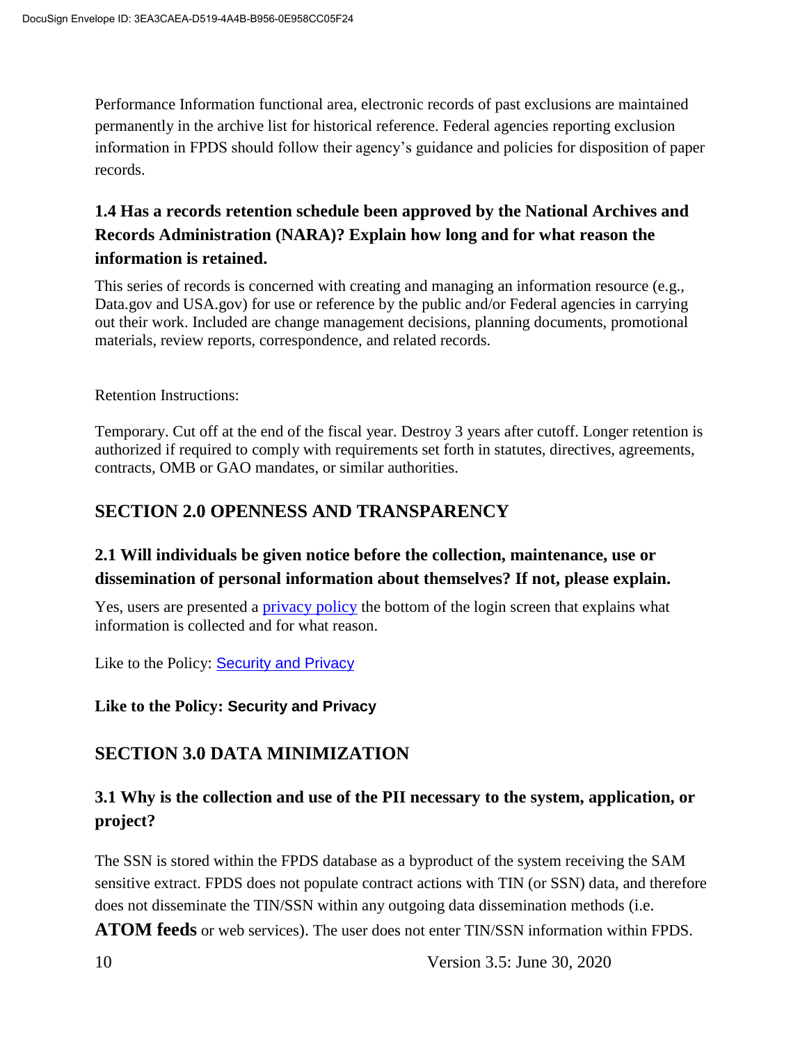Performance Information functional area, electronic records of past exclusions are maintained permanently in the archive list for historical reference. Federal agencies reporting exclusion information in FPDS should follow their agency's guidance and policies for disposition of paper records.

### 1.4 Has a records retention schedule been approved by the National Archives and Records Administration (NARA)? Explain how long and for what reason the information is retained.

This series of records is concerned with creating and managing an information resource (e.g., Data.gov and USA.gov) for use or reference by the public and/or Federal agencies in carrying out their work. Included are change management decisions, planning documents, promotional materials, review reports, correspondence, and related records.

Retention Instructions:

Temporary. Cut off at the end of the fiscal year. Destroy 3 years after cutoff. Longer retention is authorized if required to comply with requirements set forth in statutes, directives, agreements, contracts, OMB or GAO mandates, or similar authorities.

## SECTION 2.0 OPENNESS AND TRANSPARENCY

### 2.1 Will individuals be given notice before the collection, maintenance, use or dissemination of personal information about themselves? If not, please explain.

Yes, users are presented a privacy policy the bottom of the login screen that explains what information is collected and for what reason.

Like to the Policy: Security and Privacy

**Like to the Policy: Security and Privacy**

## SECTION 3.0 DATA MINIMIZATION

### 3.1 Why is the collection and use of the PII necessary to the system, application, or project?

The SSN is stored within the FPDS database as a byproduct of the system receiving the SAM sensitive extract. FPDS does not populate contract actions with TIN (or SSN) data, and therefore does not disseminate the TIN/SSN within any outgoing data dissemination methods (i.e. **ATOM feeds** or web services). The user does not enter TIN/SSN information within FPDS.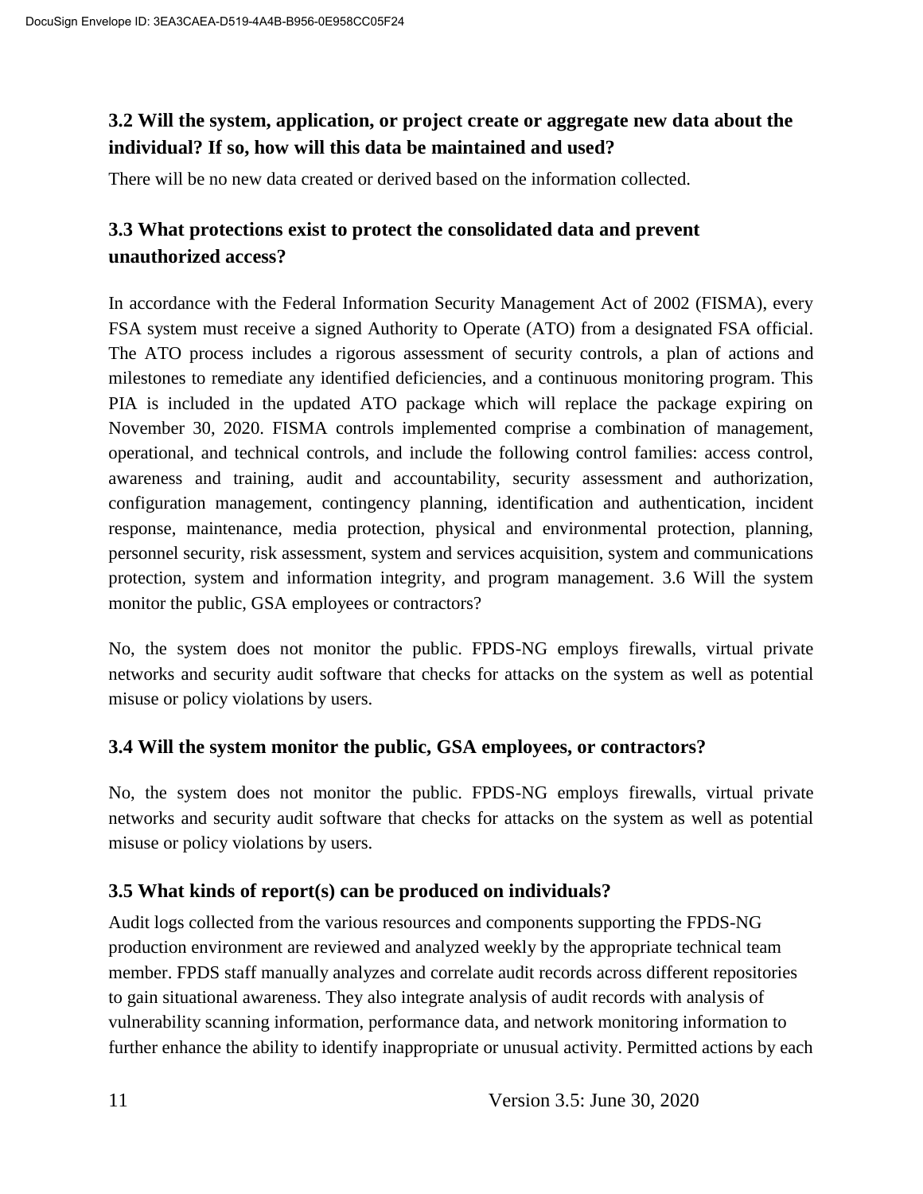### 3.2 Will the system, application, or project create or aggregate new data about the individual? If so, how will this data be maintained and used?

There will be no new data created or derived based on the information collected.

### 3.3 What protections exist to protect the consolidated data and prevent unauthorized access?

In accordance with the Federal Information Security Management Act of 2002 (FISMA), every FSA system must receive a signed Authority to Operate (ATO) from a designated FSA official. The ATO process includes a rigorous assessment of security controls, a plan of actions and milestones to remediate any identified deficiencies, and a continuous monitoring program. This PIA is included in the updated ATO package which will replace the package expiring on November 30, 2020. FISMA controls implemented comprise a combination of management, operational, and technical controls, and include the following control families: access control, awareness and training, audit and accountability, security assessment and authorization, configuration management, contingency planning, identification and authentication, incident response, maintenance, media protection, physical and environmental protection, planning, personnel security, risk assessment, system and services acquisition, system and communications protection, system and information integrity, and program management. 3.6 Will the system monitor the public, GSA employees or contractors?

No, the system does not monitor the public. FPDS-NG employs firewalls, virtual private networks and security audit software that checks for attacks on the system as well as potential misuse or policy violations by users.

### 3.4 Will the system monitor the public, GSA employees, or contractors?

No, the system does not monitor the public. FPDS-NG employs firewalls, virtual private networks and security audit software that checks for attacks on the system as well as potential misuse or policy violations by users.

### 3.5 What kinds of report(s) can be produced on individuals?

Audit logs collected from the various resources and components supporting the FPDS-NG production environment are reviewed and analyzed weekly by the appropriate technical team member. FPDS staff manually analyzes and correlate audit records across different repositories to gain situational awareness. They also integrate analysis of audit records with analysis of vulnerability scanning information, performance data, and network monitoring information to further enhance the ability to identify inappropriate or unusual activity. Permitted actions by each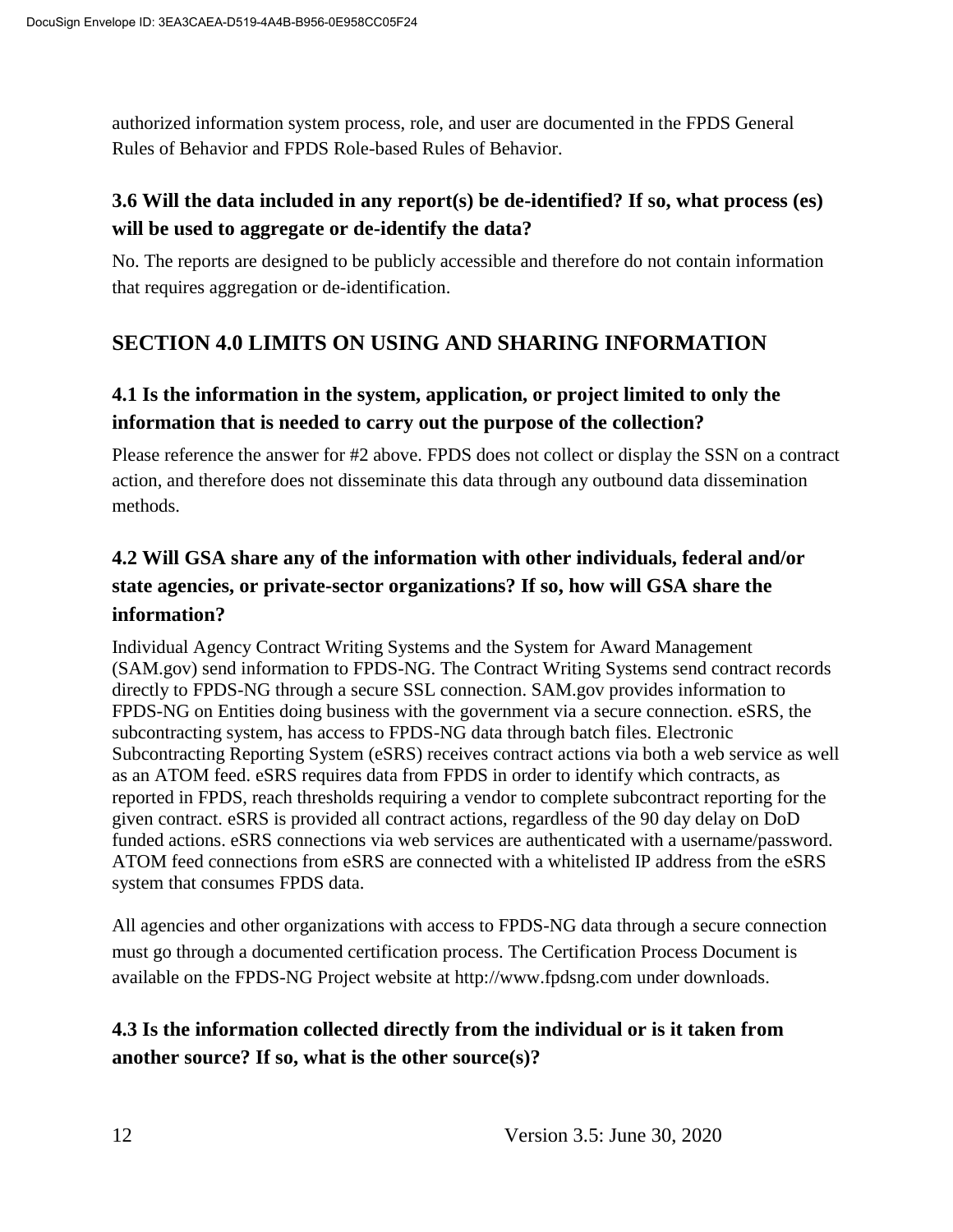authorized information system process, role, and user are documented in the FPDS General Rules of Behavior and FPDS Role-based Rules of Behavior.

### 3.6 Will the data included in any report(s) be de-identified? If so, what process (es) will be used to aggregate or de-identify the data?

No. The reports are designed to be publicly accessible and therefore do not contain information that requires aggregation or de-identification.

## SECTION 4.0 LIMITS ON USING AND SHARING INFORMATION

### 4.1 Is the information in the system, application, or project limited to only the information that is needed to carry out the purpose of the collection?

Please reference the answer for #2 above. FPDS does not collect or display the SSN on a contract action, and therefore does not disseminate this data through any outbound data dissemination methods.

### 4.2 Will GSA share any of the information with other individuals, federal and/or state agencies, or private-sector organizations? If so, how will GSA share the information?

Individual Agency Contract Writing Systems and the System for Award Management (SAM.gov) send information to FPDS-NG. The Contract Writing Systems send contract records directly to FPDS-NG through a secure SSL connection. SAM.gov provides information to FPDS-NG on Entities doing business with the government via a secure connection. eSRS, the subcontracting system, has access to FPDS-NG data through batch files. Electronic Subcontracting Reporting System (eSRS) receives contract actions via both a web service as well as an ATOM feed. eSRS requires data from FPDS in order to identify which contracts, as reported in FPDS, reach thresholds requiring a vendor to complete subcontract reporting for the given contract. eSRS is provided all contract actions, regardless of the 90 day delay on DoD funded actions. eSRS connections via web services are authenticated with a username/password. ATOM feed connections from eSRS are connected with a whitelisted IP address from the eSRS system that consumes FPDS data.

All agencies and other organizations with access to FPDS-NG data through a secure connection must go through a documented certification process. The Certification Process Document is available on the FPDS-NG Project website at http://www.fpdsng.com under downloads.

### 4.3 Is the information collected directly from the individual or is it taken from another source? If so, what is the other source(s)?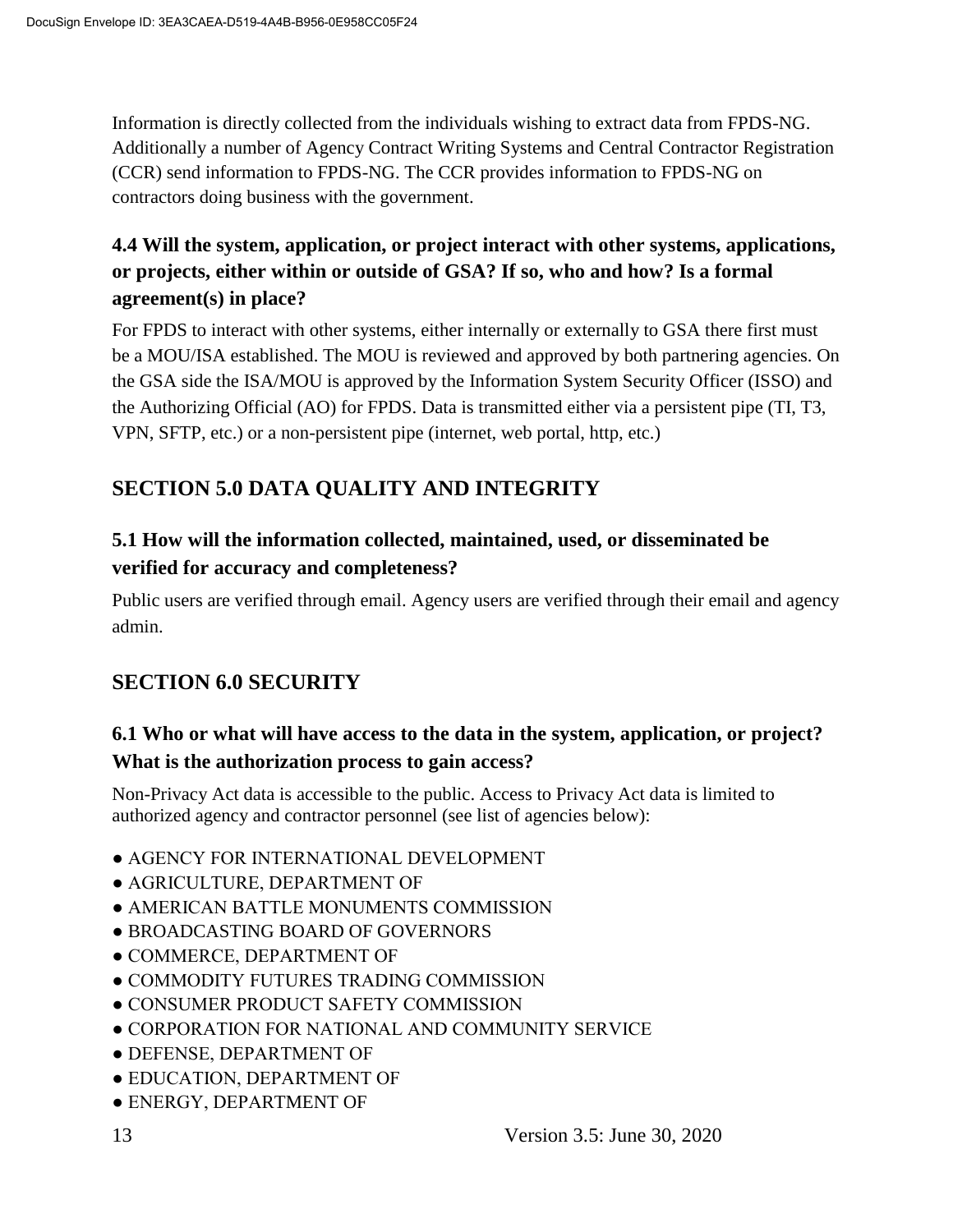Information is directly collected from the individuals wishing to extract data from FPDS-NG. Additionally a number of Agency Contract Writing Systems and Central Contractor Registration (CCR) send information to FPDS-NG. The CCR provides information to FPDS-NG on contractors doing business with the government.

### 4.4 Will the system, application, or project interact with other systems, applications, or projects, either within or outside of GSA? If so, who and how? Is a formal agreement(s) in place?

For FPDS to interact with other systems, either internally or externally to GSA there first must be a MOU/ISA established. The MOU is reviewed and approved by both partnering agencies. On the GSA side the ISA/MOU is approved by the Information System Security Officer (ISSO) and the Authorizing Official (AO) for FPDS. Data is transmitted either via a persistent pipe (TI, T3, VPN, SFTP, etc.) or a non-persistent pipe (internet, web portal, http, etc.)

## SECTION 5.0 DATA QUALITY AND INTEGRITY

### 5.1 How will the information collected, maintained, used, or disseminated be verified for accuracy and completeness?

Public users are verified through email. Agency users are verified through their email and agency admin.

## SECTION 6.0 SECURITY

### 6.1 Who or what will have access to the data in the system, application, or project? What is the authorization process to gain access?

Non-Privacy Act data is accessible to the public. Access to Privacy Act data is limited to authorized agency and contractor personnel (see list of agencies below):

- AGENCY FOR INTERNATIONAL DEVELOPMENT
- AGRICULTURE, DEPARTMENT OF
- AMERICAN BATTLE MONUMENTS COMMISSION
- BROADCASTING BOARD OF GOVERNORS
- COMMERCE, DEPARTMENT OF
- COMMODITY FUTURES TRADING COMMISSION
- CONSUMER PRODUCT SAFETY COMMISSION
- CORPORATION FOR NATIONAL AND COMMUNITY SERVICE
- DEFENSE, DEPARTMENT OF
- EDUCATION, DEPARTMENT OF
- ENERGY, DEPARTMENT OF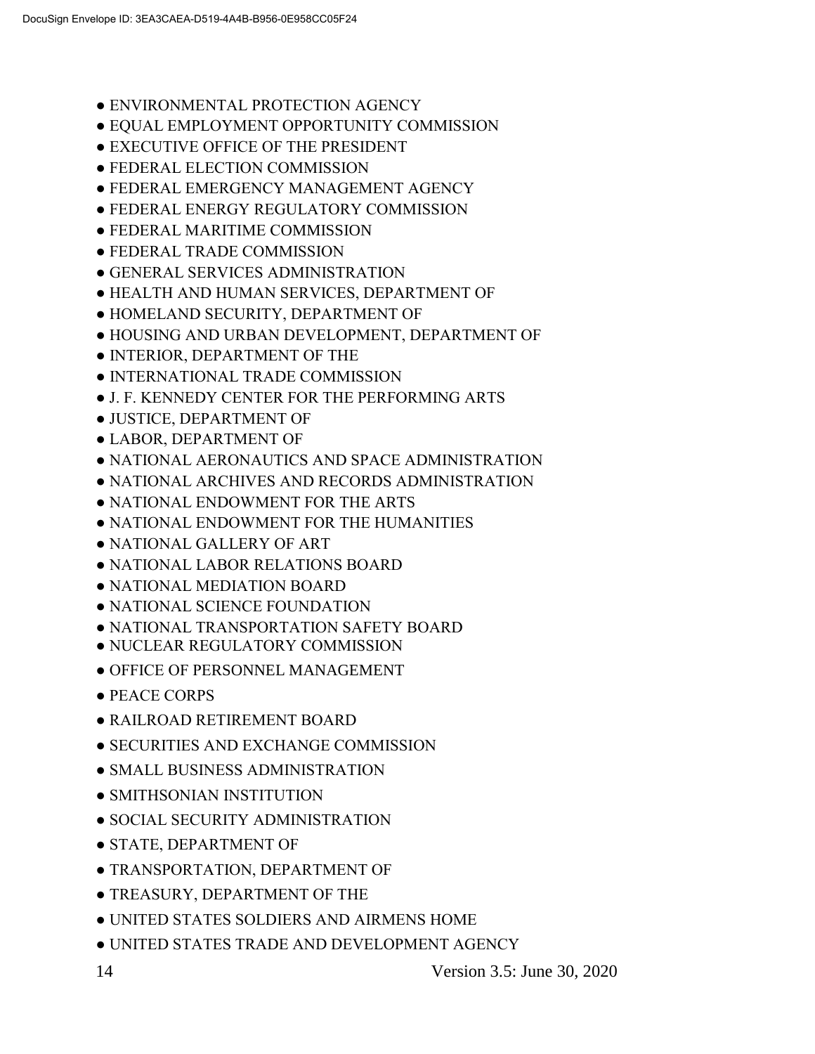- ENVIRONMENTAL PROTECTION AGENCY
- EQUAL EMPLOYMENT OPPORTUNITY COMMISSION
- EXECUTIVE OFFICE OF THE PRESIDENT
- FEDERAL ELECTION COMMISSION
- FEDERAL EMERGENCY MANAGEMENT AGENCY
- FEDERAL ENERGY REGULATORY COMMISSION
- FEDERAL MARITIME COMMISSION
- FEDERAL TRADE COMMISSION
- GENERAL SERVICES ADMINISTRATION
- HEALTH AND HUMAN SERVICES, DEPARTMENT OF
- HOMELAND SECURITY, DEPARTMENT OF
- HOUSING AND URBAN DEVELOPMENT, DEPARTMENT OF
- INTERIOR, DEPARTMENT OF THE
- INTERNATIONAL TRADE COMMISSION
- J. F. KENNEDY CENTER FOR THE PERFORMING ARTS
- JUSTICE, DEPARTMENT OF
- LABOR, DEPARTMENT OF
- NATIONAL AERONAUTICS AND SPACE ADMINISTRATION
- NATIONAL ARCHIVES AND RECORDS ADMINISTRATION
- NATIONAL ENDOWMENT FOR THE ARTS
- NATIONAL ENDOWMENT FOR THE HUMANITIES
- NATIONAL GALLERY OF ART
- NATIONAL LABOR RELATIONS BOARD
- NATIONAL MEDIATION BOARD
- NATIONAL SCIENCE FOUNDATION
- NATIONAL TRANSPORTATION SAFETY BOARD
- NUCLEAR REGULATORY COMMISSION
- OFFICE OF PERSONNEL MANAGEMENT
- PEACE CORPS
- RAILROAD RETIREMENT BOARD
- SECURITIES AND EXCHANGE COMMISSION
- SMALL BUSINESS ADMINISTRATION
- SMITHSONIAN INSTITUTION
- SOCIAL SECURITY ADMINISTRATION
- STATE, DEPARTMENT OF
- TRANSPORTATION, DEPARTMENT OF
- TREASURY, DEPARTMENT OF THE
- UNITED STATES SOLDIERS AND AIRMENS HOME
- UNITED STATES TRADE AND DEVELOPMENT AGENCY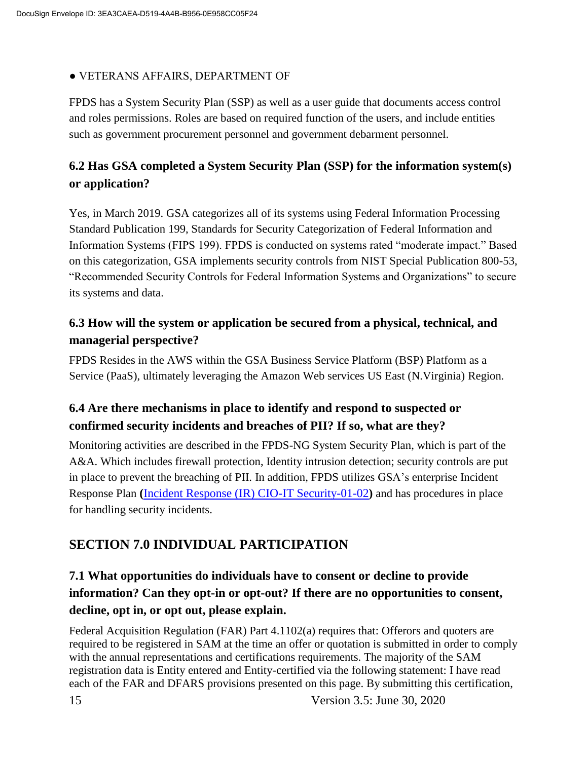● VETERANS AFFAIRS, DEPARTMENT OF

FPDS has a System Security Plan (SSP) as well as a user guide that documents access control and roles permissions. Roles are based on required function of the users, and include entities such as government procurement personnel and government debarment personnel.

### 6.2 Has GSA completed a System Security Plan (SSP) for the information system(s) or application?

Yes, in March 2019. GSA categorizes all of its systems using Federal Information Processing Standard Publication 199, Standards for Security Categorization of Federal Information and Information Systems (FIPS 199). FPDS is conducted on systems rated "moderate impact." Based on this categorization, GSA implements security controls from NIST Special Publication 800-53, "Recommended Security Controls for Federal Information Systems and Organizations" to secure its systems and data.

### 6.3 How will the system or application be secured from a physical, technical, and managerial perspective?

FPDS Resides in the AWS within the GSA Business Service Platform (BSP) Platform as a Service (PaaS), ultimately leveraging the Amazon Web services US East (N.Virginia) Region.

### 6.4 Are there mechanisms in place to identify and respond to suspected or confirmed security incidents and breaches of PII? If so, what are they?

Monitoring activities are described in the FPDS-NG System Security Plan, which is part of the A&A. Which includes firewall protection, Identity intrusion detection; security controls are put in place to prevent the breaching of PII. In addition, FPDS utilizes GSA's enterprise Incident Response Plan **(**Incident Response (IR) CIO-IT Security-01-02**)** and has procedures in place for handling security incidents.

## SECTION 7.0 INDIVIDUAL PARTICIPATION

### 7.1 What opportunities do individuals have to consent or decline to provide information? Can they opt-in or opt-out? If there are no opportunities to consent, decline, opt in, or opt out, please explain.

Federal Acquisition Regulation (FAR) Part 4.1102(a) requires that: Offerors and quoters are required to be registered in SAM at the time an offer or quotation is submitted in order to comply with the annual representations and certifications requirements. The majority of the SAM registration data is Entity entered and Entity-certified via the following statement: I have read each of the FAR and DFARS provisions presented on this page. By submitting this certification,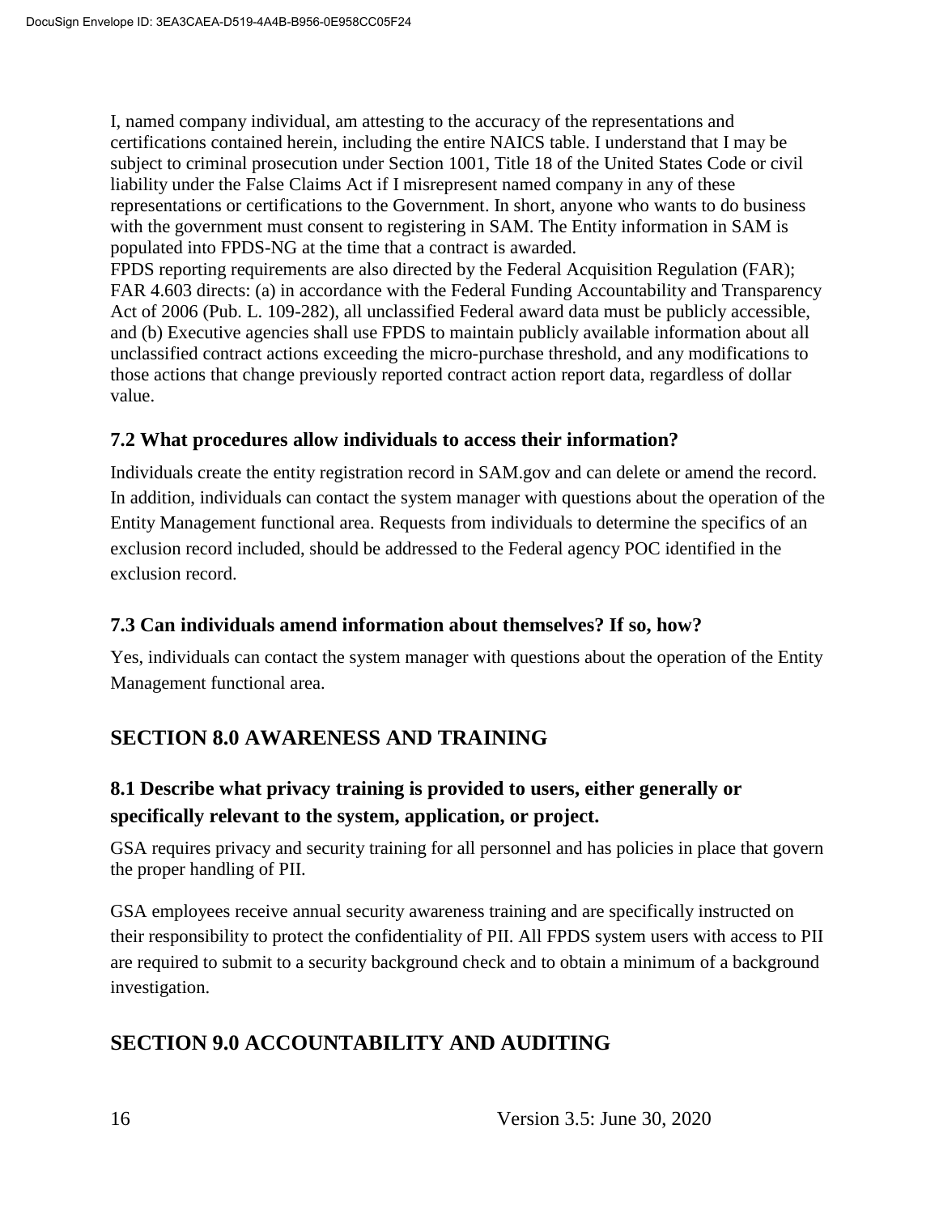I, named company individual, am attesting to the accuracy of the representations and certifications contained herein, including the entire NAICS table. I understand that I may be subject to criminal prosecution under Section 1001, Title 18 of the United States Code or civil liability under the False Claims Act if I misrepresent named company in any of these representations or certifications to the Government. In short, anyone who wants to do business with the government must consent to registering in SAM. The Entity information in SAM is populated into FPDS-NG at the time that a contract is awarded.
FPDS reporting requirements are also directed by the Federal Acquisition Regulation (FAR); FAR 4.603 directs: (a) in accordance with the Federal Funding Accountability and Transparency Act of 2006 (Pub. L. 109-282), all unclassified Federal award data must be publicly accessible, and (b) Executive agencies shall use FPDS to maintain publicly available information about all unclassified contract actions exceeding the micro-purchase threshold, and any modifications to those actions that change previously reported contract action report data, regardless of dollar value.

### 7.2 What procedures allow individuals to access their information?

Individuals create the entity registration record in SAM.gov and can delete or amend the record. In addition, individuals can contact the system manager with questions about the operation of the Entity Management functional area. Requests from individuals to determine the specifics of an exclusion record included, should be addressed to the Federal agency POC identified in the exclusion record.

### 7.3 Can individuals amend information about themselves? If so, how?

Yes, individuals can contact the system manager with questions about the operation of the Entity Management functional area.

## SECTION 8.0 AWARENESS AND TRAINING

### 8.1 Describe what privacy training is provided to users, either generally or specifically relevant to the system, application, or project.

GSA requires privacy and security training for all personnel and has policies in place that govern the proper handling of PII.

GSA employees receive annual security awareness training and are specifically instructed on their responsibility to protect the confidentiality of PII. All FPDS system users with access to PII are required to submit to a security background check and to obtain a minimum of a background investigation.

## SECTION 9.0 ACCOUNTABILITY AND AUDITING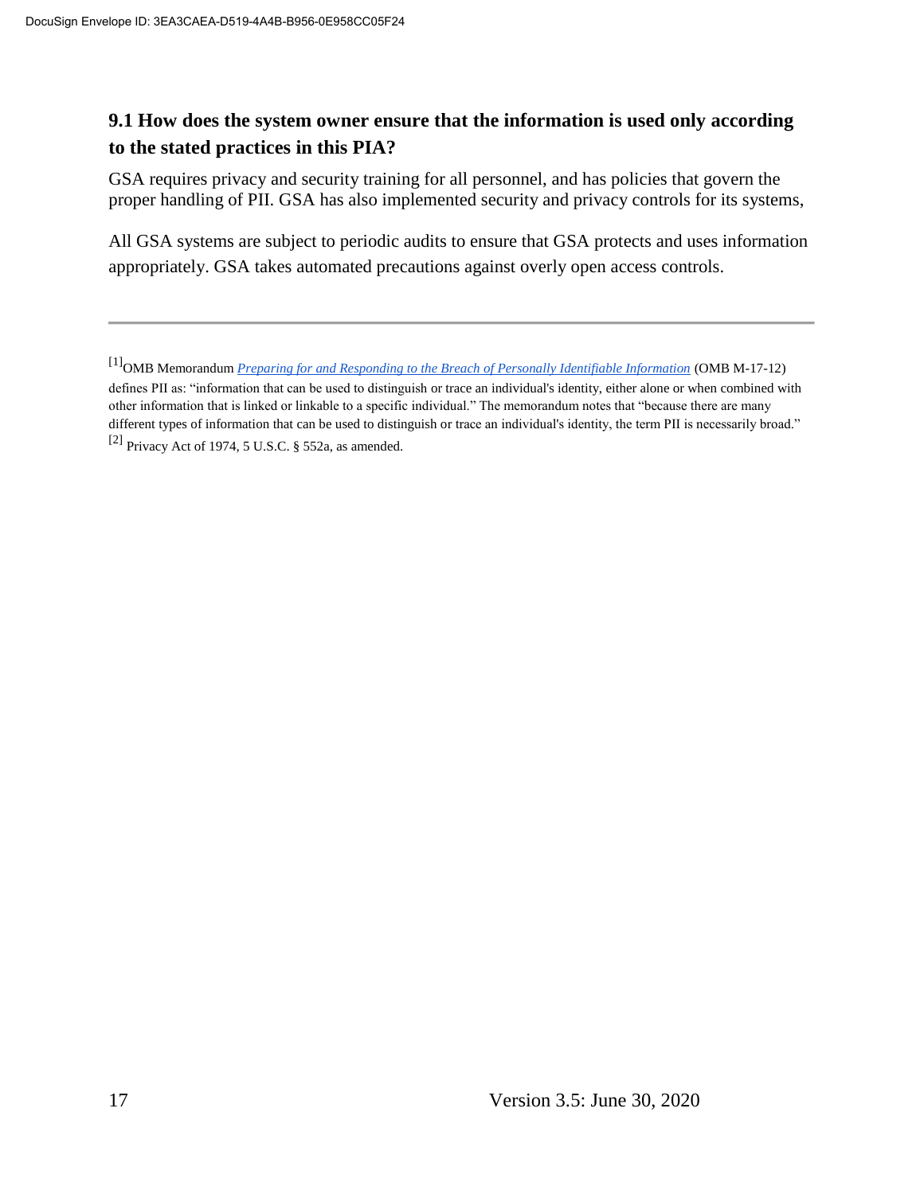### 9.1 How does the system owner ensure that the information is used only according to the stated practices in this PIA?

GSA requires privacy and security training for all personnel, and has policies that govern the proper handling of PII. GSA has also implemented security and privacy controls for its systems,

All GSA systems are subject to periodic audits to ensure that GSA protects and uses information appropriately. GSA takes automated precautions against overly open access controls.

---

[1] OMB Memorandum *Preparing for and Responding to the Breach of Personally Identifiable Information* (OMB M-17-12) defines PII as: "information that can be used to distinguish or trace an individual's identity, either alone or when combined with other information that is linked or linkable to a specific individual." The memorandum notes that "because there are many different types of information that can be used to distinguish or trace an individual's identity, the term PII is necessarily broad."

[2] Privacy Act of 1974, 5 U.S.C. § 552a, as amended.